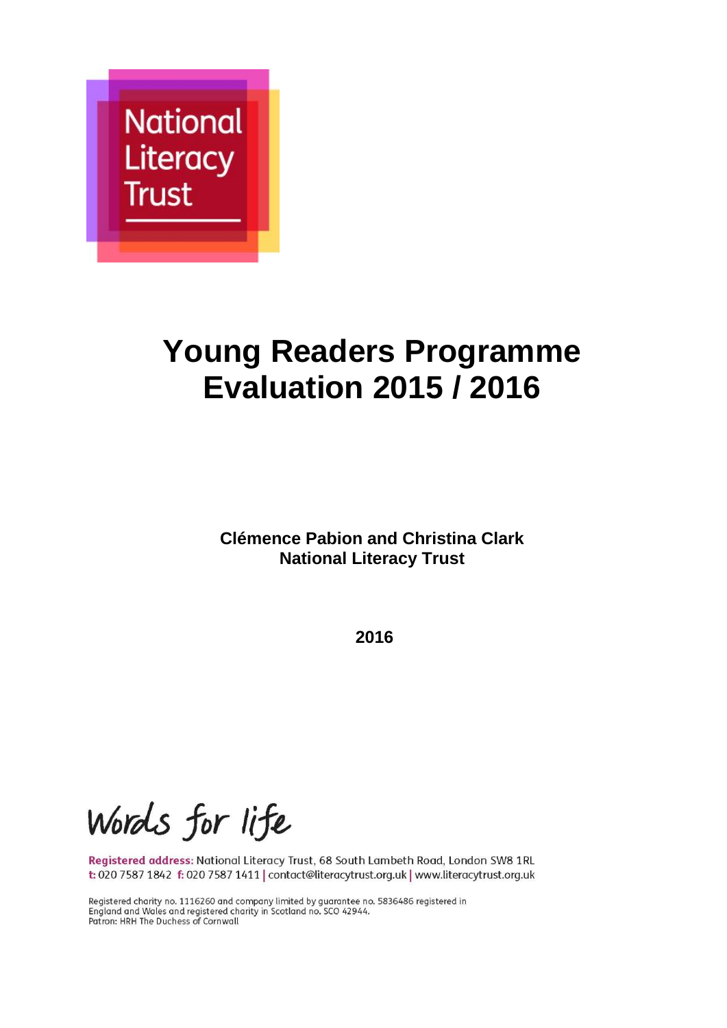National Literacy Trust

# Young Readers Programme Evaluation 2015 / 2016

**Clémence Pabion and Christina Clark**
**National Literacy Trust**

**2016**

Words for life

Registered address: National Literacy Trust, 68 South Lambeth Road, London SW8 1RL
t: 020 7587 1842 f: 020 7587 1411 | contact@literacytrust.org.uk | www.literacytrust.org.uk

Registered charity no. 1116260 and company limited by guarantee no. 5836486 registered in England and Wales and registered charity in Scotland no. SCO 42944.
Patron: HRH The Duchess of Cornwall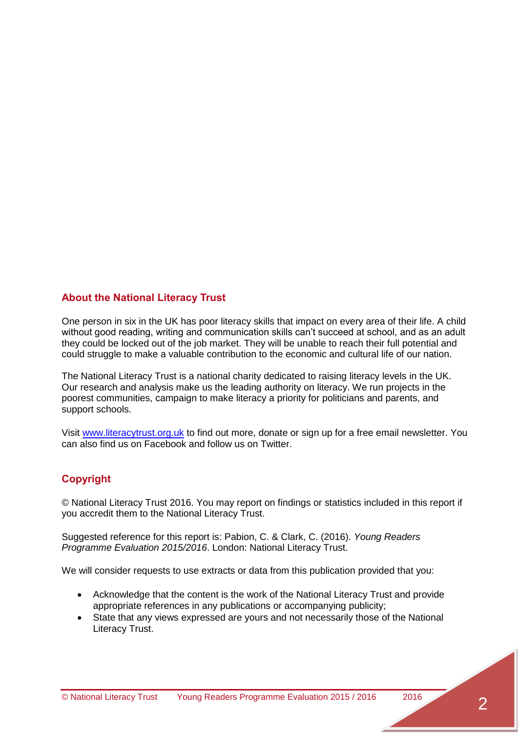## About the National Literacy Trust

One person in six in the UK has poor literacy skills that impact on every area of their life. A child without good reading, writing and communication skills can't succeed at school, and as an adult they could be locked out of the job market. They will be unable to reach their full potential and could struggle to make a valuable contribution to the economic and cultural life of our nation.

The National Literacy Trust is a national charity dedicated to raising literacy levels in the UK. Our research and analysis make us the leading authority on literacy. We run projects in the poorest communities, campaign to make literacy a priority for politicians and parents, and support schools.

Visit [www.literacytrust.org.uk](http://www.literacytrust.org.uk) to find out more, donate or sign up for a free email newsletter. You can also find us on Facebook and follow us on Twitter.

## Copyright

© National Literacy Trust 2016. You may report on findings or statistics included in this report if you accredit them to the National Literacy Trust.

Suggested reference for this report is: Pabion, C. & Clark, C. (2016). *Young Readers Programme Evaluation 2015/2016*. London: National Literacy Trust.

We will consider requests to use extracts or data from this publication provided that you:

- Acknowledge that the content is the work of the National Literacy Trust and provide appropriate references in any publications or accompanying publicity;
- State that any views expressed are yours and not necessarily those of the National Literacy Trust.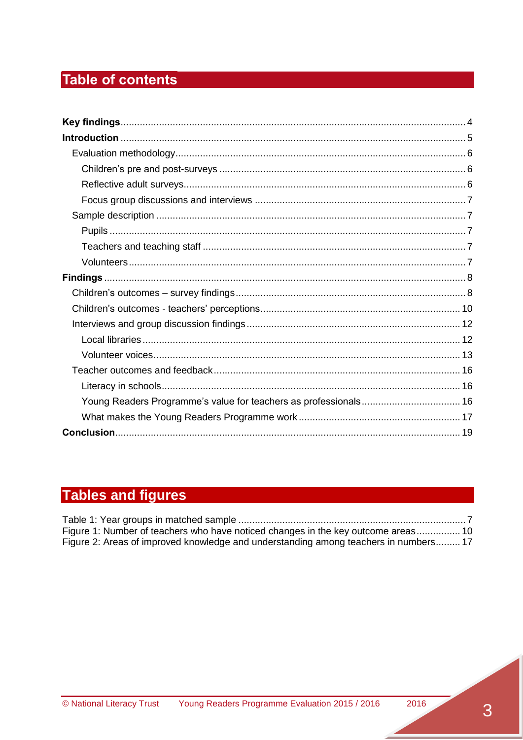## Table of contents

**Key findings** ........................................................................................................ 4
**Introduction** ........................................................................................................ 5
  Evaluation methodology ........................................................................................ 6
    Children's pre and post-surveys ........................................................................ 6
    Reflective adult surveys...................................................................................... 6
    Focus group discussions and interviews ........................................................... 7
  Sample description ............................................................................................... 7
    Pupils ................................................................................................................ 7
    Teachers and teaching staff ............................................................................... 7
    Volunteers .......................................................................................................... 7
**Findings** .............................................................................................................. 8
  Children's outcomes – survey findings .................................................................. 8
  Children's outcomes - teachers' perceptions ........................................................ 10
  Interviews and group discussion findings ............................................................. 12
    Local libraries ................................................................................................... 12
    Volunteer voices ............................................................................................... 13
  Teacher outcomes and feedback .......................................................................... 16
    Literacy in schools ............................................................................................ 16
    Young Readers Programme's value for teachers as professionals ..................... 16
    What makes the Young Readers Programme work ............................................ 17
**Conclusion** ......................................................................................................... 19

## Tables and figures

Table 1: Year groups in matched sample ................................................................... 7
Figure 1: Number of teachers who have noticed changes in the key outcome areas ................ 10
Figure 2: Areas of improved knowledge and understanding among teachers in numbers ......... 17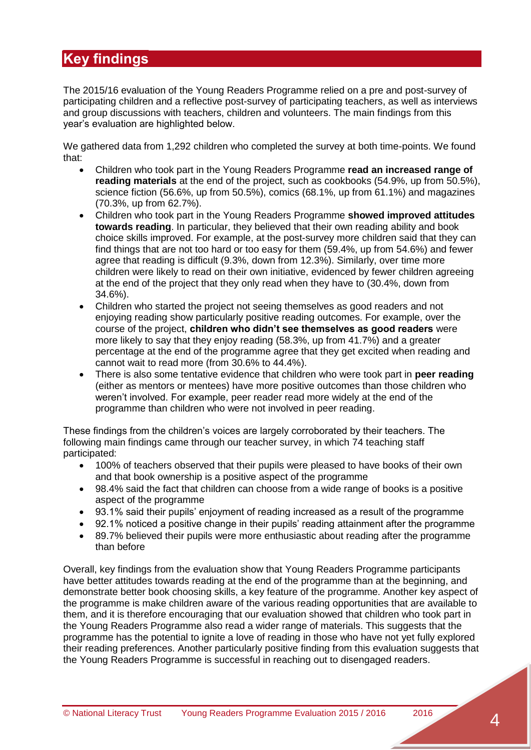# Key findings

The 2015/16 evaluation of the Young Readers Programme relied on a pre and post-survey of participating children and a reflective post-survey of participating teachers, as well as interviews and group discussions with teachers, children and volunteers. The main findings from this year's evaluation are highlighted below.

We gathered data from 1,292 children who completed the survey at both time-points. We found that:

- Children who took part in the Young Readers Programme **read an increased range of reading materials** at the end of the project, such as cookbooks (54.9%, up from 50.5%), science fiction (56.6%, up from 50.5%), comics (68.1%, up from 61.1%) and magazines (70.3%, up from 62.7%).
- Children who took part in the Young Readers Programme **showed improved attitudes towards reading**. In particular, they believed that their own reading ability and book choice skills improved. For example, at the post-survey more children said that they can find things that are not too hard or too easy for them (59.4%, up from 54.6%) and fewer agree that reading is difficult (9.3%, down from 12.3%). Similarly, over time more children were likely to read on their own initiative, evidenced by fewer children agreeing at the end of the project that they only read when they have to (30.4%, down from 34.6%).
- Children who started the project not seeing themselves as good readers and not enjoying reading show particularly positive reading outcomes. For example, over the course of the project, **children who didn't see themselves as good readers** were more likely to say that they enjoy reading (58.3%, up from 41.7%) and a greater percentage at the end of the programme agree that they get excited when reading and cannot wait to read more (from 30.6% to 44.4%).
- There is also some tentative evidence that children who were took part in **peer reading** (either as mentors or mentees) have more positive outcomes than those children who weren't involved. For example, peer reader read more widely at the end of the programme than children who were not involved in peer reading.

These findings from the children's voices are largely corroborated by their teachers. The following main findings came through our teacher survey, in which 74 teaching staff participated:

- 100% of teachers observed that their pupils were pleased to have books of their own and that book ownership is a positive aspect of the programme
- 98.4% said the fact that children can choose from a wide range of books is a positive aspect of the programme
- 93.1% said their pupils' enjoyment of reading increased as a result of the programme
- 92.1% noticed a positive change in their pupils' reading attainment after the programme
- 89.7% believed their pupils were more enthusiastic about reading after the programme than before

Overall, key findings from the evaluation show that Young Readers Programme participants have better attitudes towards reading at the end of the programme than at the beginning, and demonstrate better book choosing skills, a key feature of the programme. Another key aspect of the programme is make children aware of the various reading opportunities that are available to them, and it is therefore encouraging that our evaluation showed that children who took part in the Young Readers Programme also read a wider range of materials. This suggests that the programme has the potential to ignite a love of reading in those who have not yet fully explored their reading preferences. Another particularly positive finding from this evaluation suggests that the Young Readers Programme is successful in reaching out to disengaged readers.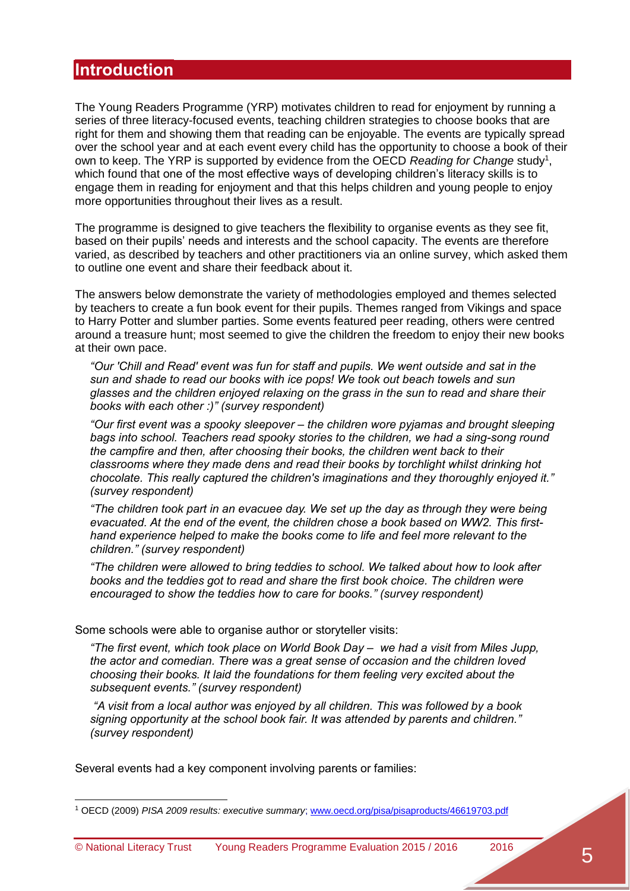## Introduction

The Young Readers Programme (YRP) motivates children to read for enjoyment by running a series of three literacy-focused events, teaching children strategies to choose books that are right for them and showing them that reading can be enjoyable. The events are typically spread over the school year and at each event every child has the opportunity to choose a book of their own to keep. The YRP is supported by evidence from the OECD *Reading for Change* study[1], which found that one of the most effective ways of developing children's literacy skills is to engage them in reading for enjoyment and that this helps children and young people to enjoy more opportunities throughout their lives as a result.

The programme is designed to give teachers the flexibility to organise events as they see fit, based on their pupils' needs and interests and the school capacity. The events are therefore varied, as described by teachers and other practitioners via an online survey, which asked them to outline one event and share their feedback about it.

The answers below demonstrate the variety of methodologies employed and themes selected by teachers to create a fun book event for their pupils. Themes ranged from Vikings and space to Harry Potter and slumber parties. Some events featured peer reading, others were centred around a treasure hunt; most seemed to give the children the freedom to enjoy their new books at their own pace.

> *"Our 'Chill and Read' event was fun for staff and pupils. We went outside and sat in the sun and shade to read our books with ice pops! We took out beach towels and sun glasses and the children enjoyed relaxing on the grass in the sun to read and share their books with each other :)" (survey respondent)*

> *"Our first event was a spooky sleepover – the children wore pyjamas and brought sleeping bags into school. Teachers read spooky stories to the children, we had a sing-song round the campfire and then, after choosing their books, the children went back to their classrooms where they made dens and read their books by torchlight whilst drinking hot chocolate. This really captured the children's imaginations and they thoroughly enjoyed it." (survey respondent)*

> *"The children took part in an evacuee day. We set up the day as through they were being evacuated. At the end of the event, the children chose a book based on WW2. This first-hand experience helped to make the books come to life and feel more relevant to the children." (survey respondent)*

> *"The children were allowed to bring teddies to school. We talked about how to look after books and the teddies got to read and share the first book choice. The children were encouraged to show the teddies how to care for books." (survey respondent)*

Some schools were able to organise author or storyteller visits:

> *"The first event, which took place on World Book Day – we had a visit from Miles Jupp, the actor and comedian. There was a great sense of occasion and the children loved choosing their books. It laid the foundations for them feeling very excited about the subsequent events." (survey respondent)*

> *"A visit from a local author was enjoyed by all children. This was followed by a book signing opportunity at the school book fair. It was attended by parents and children." (survey respondent)*

Several events had a key component involving parents or families:

---

[1] OECD (2009) *PISA 2009 results: executive summary*; www.oecd.org/pisa/pisaproducts/46619703.pdf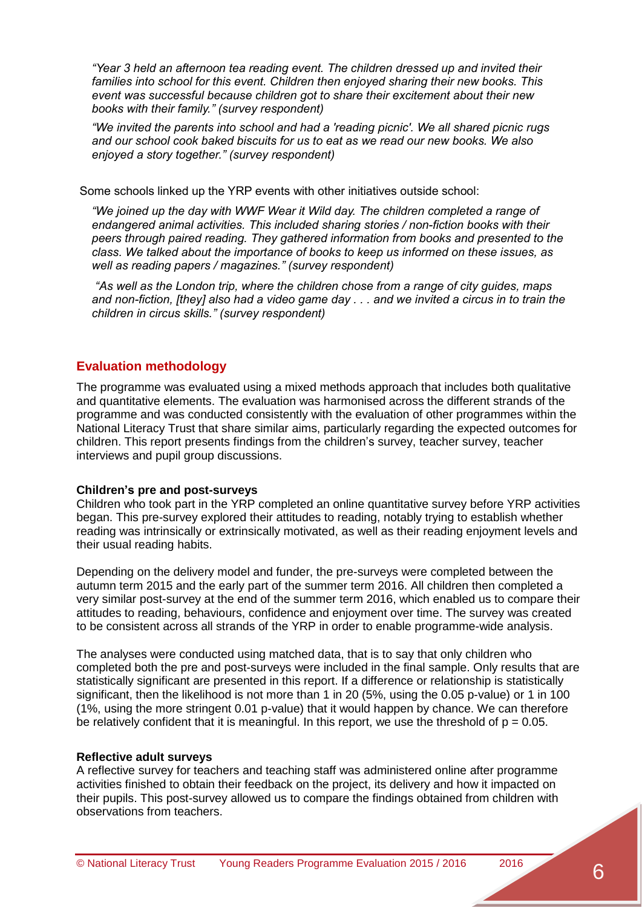*"Year 3 held an afternoon tea reading event. The children dressed up and invited their families into school for this event. Children then enjoyed sharing their new books. This event was successful because children got to share their excitement about their new books with their family." (survey respondent)*

*"We invited the parents into school and had a 'reading picnic'. We all shared picnic rugs and our school cook baked biscuits for us to eat as we read our new books. We also enjoyed a story together." (survey respondent)*

Some schools linked up the YRP events with other initiatives outside school:

*"We joined up the day with WWF Wear it Wild day. The children completed a range of endangered animal activities. This included sharing stories / non-fiction books with their peers through paired reading. They gathered information from books and presented to the class. We talked about the importance of books to keep us informed on these issues, as well as reading papers / magazines." (survey respondent)*

*"As well as the London trip, where the children chose from a range of city guides, maps and non-fiction, [they] also had a video game day . . . and we invited a circus in to train the children in circus skills." (survey respondent)*

## Evaluation methodology

The programme was evaluated using a mixed methods approach that includes both qualitative and quantitative elements. The evaluation was harmonised across the different strands of the programme and was conducted consistently with the evaluation of other programmes within the National Literacy Trust that share similar aims, particularly regarding the expected outcomes for children. This report presents findings from the children's survey, teacher survey, teacher interviews and pupil group discussions.

**Children's pre and post-surveys**

Children who took part in the YRP completed an online quantitative survey before YRP activities began. This pre-survey explored their attitudes to reading, notably trying to establish whether reading was intrinsically or extrinsically motivated, as well as their reading enjoyment levels and their usual reading habits.

Depending on the delivery model and funder, the pre-surveys were completed between the autumn term 2015 and the early part of the summer term 2016. All children then completed a very similar post-survey at the end of the summer term 2016, which enabled us to compare their attitudes to reading, behaviours, confidence and enjoyment over time. The survey was created to be consistent across all strands of the YRP in order to enable programme-wide analysis.

The analyses were conducted using matched data, that is to say that only children who completed both the pre and post-surveys were included in the final sample. Only results that are statistically significant are presented in this report. If a difference or relationship is statistically significant, then the likelihood is not more than 1 in 20 (5%, using the 0.05 p-value) or 1 in 100 (1%, using the more stringent 0.01 p-value) that it would happen by chance. We can therefore be relatively confident that it is meaningful. In this report, we use the threshold of $p = 0.05$.

**Reflective adult surveys**

A reflective survey for teachers and teaching staff was administered online after programme activities finished to obtain their feedback on the project, its delivery and how it impacted on their pupils. This post-survey allowed us to compare the findings obtained from children with observations from teachers.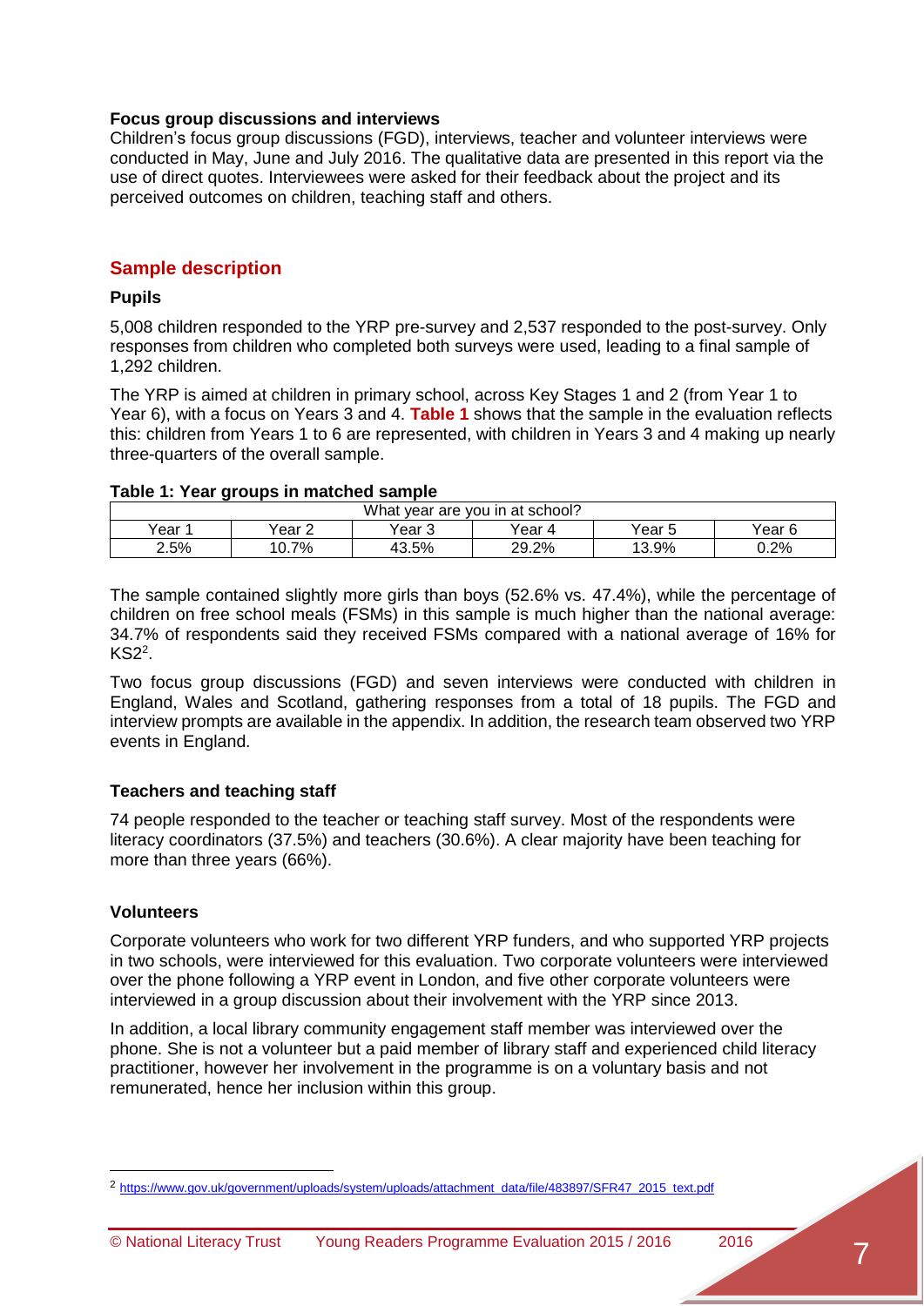### Focus group discussions and interviews

Children's focus group discussions (FGD), interviews, teacher and volunteer interviews were conducted in May, June and July 2016. The qualitative data are presented in this report via the use of direct quotes. Interviewees were asked for their feedback about the project and its perceived outcomes on children, teaching staff and others.

## Sample description

### Pupils

5,008 children responded to the YRP pre-survey and 2,537 responded to the post-survey. Only responses from children who completed both surveys were used, leading to a final sample of 1,292 children.

The YRP is aimed at children in primary school, across Key Stages 1 and 2 (from Year 1 to Year 6), with a focus on Years 3 and 4. **Table 1** shows that the sample in the evaluation reflects this: children from Years 1 to 6 are represented, with children in Years 3 and 4 making up nearly three-quarters of the overall sample.

**Table 1: Year groups in matched sample**

| What year are you in at school? | | | | | |
|---|---|---|---|---|---|
| Year 1 | Year 2 | Year 3 | Year 4 | Year 5 | Year 6 |
| 2.5% | 10.7% | 43.5% | 29.2% | 13.9% | 0.2% |

The sample contained slightly more girls than boys (52.6% vs. 47.4%), while the percentage of children on free school meals (FSMs) in this sample is much higher than the national average: 34.7% of respondents said they received FSMs compared with a national average of 16% for KS2[2].

Two focus group discussions (FGD) and seven interviews were conducted with children in England, Wales and Scotland, gathering responses from a total of 18 pupils. The FGD and interview prompts are available in the appendix. In addition, the research team observed two YRP events in England.

### Teachers and teaching staff

74 people responded to the teacher or teaching staff survey. Most of the respondents were literacy coordinators (37.5%) and teachers (30.6%). A clear majority have been teaching for more than three years (66%).

### Volunteers

Corporate volunteers who work for two different YRP funders, and who supported YRP projects in two schools, were interviewed for this evaluation. Two corporate volunteers were interviewed over the phone following a YRP event in London, and five other corporate volunteers were interviewed in a group discussion about their involvement with the YRP since 2013.

In addition, a local library community engagement staff member was interviewed over the phone. She is not a volunteer but a paid member of library staff and experienced child literacy practitioner, however her involvement in the programme is on a voluntary basis and not remunerated, hence her inclusion within this group.

---

[2] https://www.gov.uk/government/uploads/system/uploads/attachment_data/file/483897/SFR47_2015_text.pdf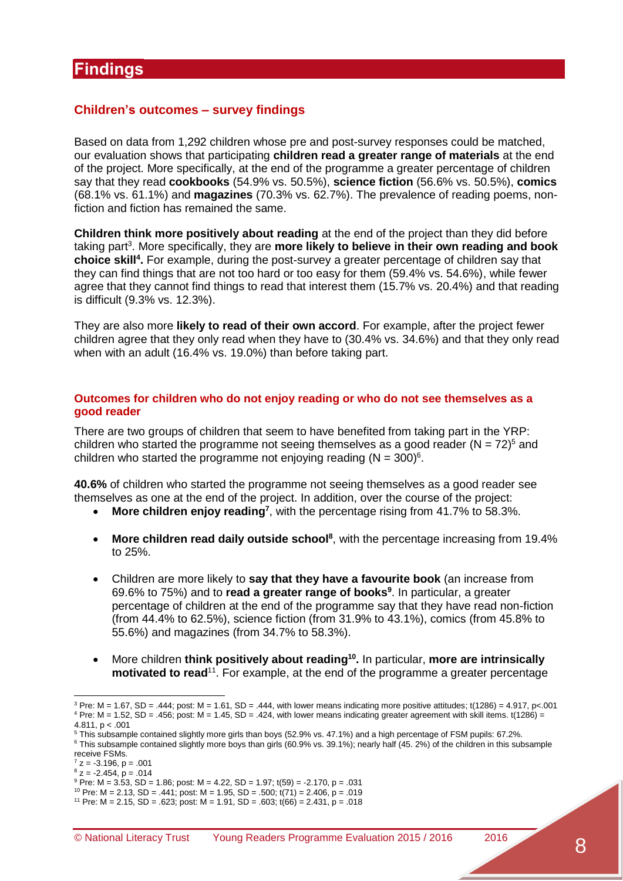# Findings

## Children's outcomes – survey findings

Based on data from 1,292 children whose pre and post-survey responses could be matched, our evaluation shows that participating **children read a greater range of materials** at the end of the project. More specifically, at the end of the programme a greater percentage of children say that they read **cookbooks** (54.9% vs. 50.5%), **science fiction** (56.6% vs. 50.5%), **comics** (68.1% vs. 61.1%) and **magazines** (70.3% vs. 62.7%). The prevalence of reading poems, non-fiction and fiction has remained the same.

**Children think more positively about reading** at the end of the project than they did before taking part[3]. More specifically, they are **more likely to believe in their own reading and book choice skill[4].** For example, during the post-survey a greater percentage of children say that they can find things that are not too hard or too easy for them (59.4% vs. 54.6%), while fewer agree that they cannot find things to read that interest them (15.7% vs. 20.4%) and that reading is difficult (9.3% vs. 12.3%).

They are also more **likely to read of their own accord**. For example, after the project fewer children agree that they only read when they have to (30.4% vs. 34.6%) and that they only read when with an adult (16.4% vs. 19.0%) than before taking part.

### Outcomes for children who do not enjoy reading or who do not see themselves as a good reader

There are two groups of children that seem to have benefited from taking part in the YRP: children who started the programme not seeing themselves as a good reader ($N = 72$)[5] and children who started the programme not enjoying reading ($N = 300$)[6].

**40.6%** of children who started the programme not seeing themselves as a good reader see themselves as one at the end of the programme. In addition, over the course of the project:

- **More children enjoy reading[7]**, with the percentage rising from 41.7% to 58.3%.
- **More children read daily outside school[8]**, with the percentage increasing from 19.4% to 25%.
- Children are more likely to **say that they have a favourite book** (an increase from 69.6% to 75%) and to **read a greater range of books[9]**. In particular, a greater percentage of children at the end of the programme say that they have read non-fiction (from 44.4% to 62.5%), science fiction (from 31.9% to 43.1%), comics (from 45.8% to 55.6%) and magazines (from 34.7% to 58.3%).
- More children **think positively about reading[10].** In particular, **more are intrinsically motivated to read**[11]. For example, at the end of the programme a greater percentage

---

[3] Pre: $M = 1.67$, $SD = .444$; post: $M = 1.61$, $SD = .444$, with lower means indicating more positive attitudes; $t(1286) = 4.917$, $p<.001$

[4] Pre: $M = 1.52$, $SD = .456$; post: $M = 1.45$, $SD = .424$, with lower means indicating greater agreement with skill items. $t(1286) = 4.811$, $p < .001$

[5] This subsample contained slightly more girls than boys (52.9% vs. 47.1%) and a high percentage of FSM pupils: 67.2%.

[6] This subsample contained slightly more boys than girls (60.9% vs. 39.1%); nearly half (45. 2%) of the children in this subsample receive FSMs.

[7] $z = -3.196$, $p = .001$

[8] $z = -2.454$, $p = .014$

[9] Pre: $M = 3.53$, $SD = 1.86$; post: $M = 4.22$, $SD = 1.97$; $t(59) = -2.170$, $p = .031$

[10] Pre: $M = 2.13$, $SD = .441$; post: $M = 1.95$, $SD = .500$; $t(71) = 2.406$, $p = .019$

[11] Pre: $M = 2.15$, $SD = .623$; post: $M = 1.91$, $SD = .603$; $t(66) = 2.431$, $p = .018$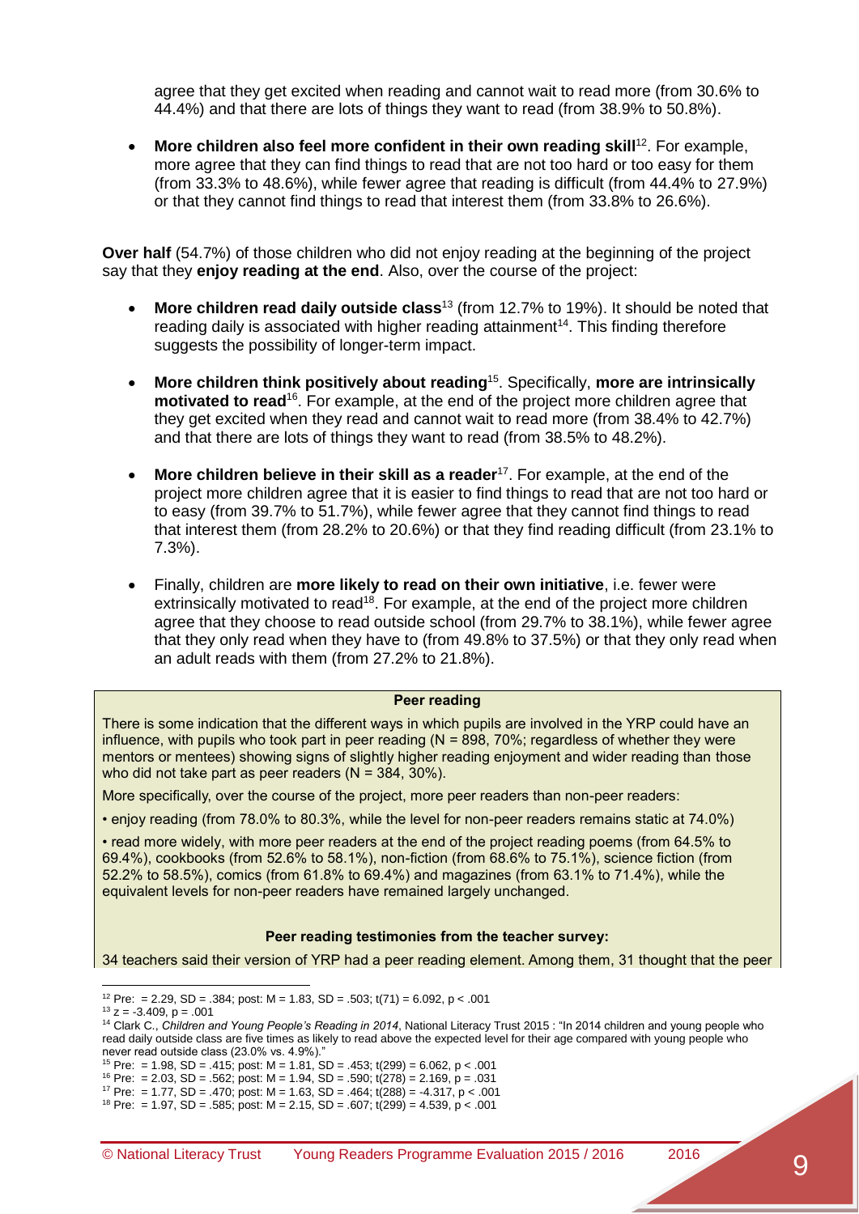agree that they get excited when reading and cannot wait to read more (from 30.6% to 44.4%) and that there are lots of things they want to read (from 38.9% to 50.8%).

- **More children also feel more confident in their own reading skill**[12]. For example, more agree that they can find things to read that are not too hard or too easy for them (from 33.3% to 48.6%), while fewer agree that reading is difficult (from 44.4% to 27.9%) or that they cannot find things to read that interest them (from 33.8% to 26.6%).

**Over half** (54.7%) of those children who did not enjoy reading at the beginning of the project say that they **enjoy reading at the end**. Also, over the course of the project:

- **More children read daily outside class**[13] (from 12.7% to 19%). It should be noted that reading daily is associated with higher reading attainment[14]. This finding therefore suggests the possibility of longer-term impact.
- **More children think positively about reading**[15]. Specifically, **more are intrinsically motivated to read**[16]. For example, at the end of the project more children agree that they get excited when they read and cannot wait to read more (from 38.4% to 42.7%) and that there are lots of things they want to read (from 38.5% to 48.2%).
- **More children believe in their skill as a reader**[17]. For example, at the end of the project more children agree that it is easier to find things to read that are not too hard or to easy (from 39.7% to 51.7%), while fewer agree that they cannot find things to read that interest them (from 28.2% to 20.6%) or that they find reading difficult (from 23.1% to 7.3%).
- Finally, children are **more likely to read on their own initiative**, i.e. fewer were extrinsically motivated to read[18]. For example, at the end of the project more children agree that they choose to read outside school (from 29.7% to 38.1%), while fewer agree that they only read when they have to (from 49.8% to 37.5%) or that they only read when an adult reads with them (from 27.2% to 21.8%).

**Peer reading**

There is some indication that the different ways in which pupils are involved in the YRP could have an influence, with pupils who took part in peer reading (N = 898, 70%; regardless of whether they were mentors or mentees) showing signs of slightly higher reading enjoyment and wider reading than those who did not take part as peer readers (N = 384, 30%).

More specifically, over the course of the project, more peer readers than non-peer readers:

• enjoy reading (from 78.0% to 80.3%, while the level for non-peer readers remains static at 74.0%)

• read more widely, with more peer readers at the end of the project reading poems (from 64.5% to 69.4%), cookbooks (from 52.6% to 58.1%), non-fiction (from 68.6% to 75.1%), science fiction (from 52.2% to 58.5%), comics (from 61.8% to 69.4%) and magazines (from 63.1% to 71.4%), while the equivalent levels for non-peer readers have remained largely unchanged.

**Peer reading testimonies from the teacher survey:**

34 teachers said their version of YRP had a peer reading element. Among them, 31 thought that the peer

---

[12] Pre: = 2.29, SD = .384; post: M = 1.83, SD = .503; $t(71) = 6.092$, $p < .001$

[13] $z = -3.409$, $p = .001$

[14] Clark C., *Children and Young People's Reading in 2014*, National Literacy Trust 2015 : "In 2014 children and young people who read daily outside class are five times as likely to read above the expected level for their age compared with young people who never read outside class (23.0% vs. 4.9%)."

[15] Pre: = 1.98, SD = .415; post: M = 1.81, SD = .453; $t(299) = 6.062$, $p < .001$

[16] Pre: = 2.03, SD = .562; post: M = 1.94, SD = .590; $t(278) = 2.169$, $p = .031$

[17] Pre: = 1.77, SD = .470; post: M = 1.63, SD = .464; $t(288) = -4.317$, $p < .001$

[18] Pre: = 1.97, SD = .585; post: M = 2.15, SD = .607; $t(299) = 4.539$, $p < .001$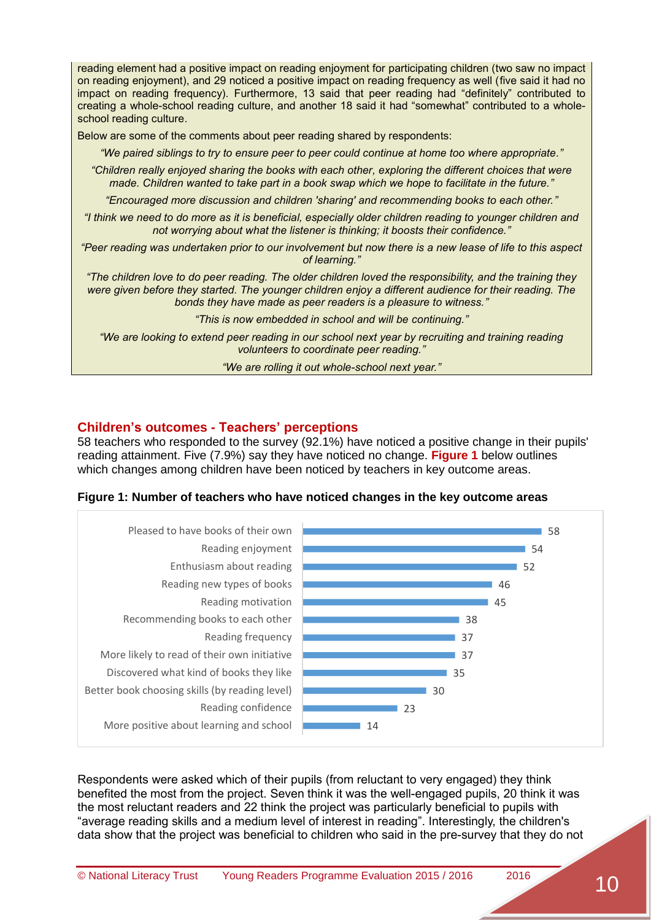reading element had a positive impact on reading enjoyment for participating children (two saw no impact on reading enjoyment), and 29 noticed a positive impact on reading frequency as well (five said it had no impact on reading frequency). Furthermore, 13 said that peer reading had "definitely" contributed to creating a whole-school reading culture, and another 18 said it had "somewhat" contributed to a whole-school reading culture.

Below are some of the comments about peer reading shared by respondents:

*"We paired siblings to try to ensure peer to peer could continue at home too where appropriate."*

*"Children really enjoyed sharing the books with each other, exploring the different choices that were made. Children wanted to take part in a book swap which we hope to facilitate in the future."*

*"Encouraged more discussion and children 'sharing' and recommending books to each other."*

*"I think we need to do more as it is beneficial, especially older children reading to younger children and not worrying about what the listener is thinking; it boosts their confidence."*

*"Peer reading was undertaken prior to our involvement but now there is a new lease of life to this aspect of learning."*

*"The children love to do peer reading. The older children loved the responsibility, and the training they were given before they started. The younger children enjoy a different audience for their reading. The bonds they have made as peer readers is a pleasure to witness."*

*"This is now embedded in school and will be continuing."*

*"We are looking to extend peer reading in our school next year by recruiting and training reading volunteers to coordinate peer reading."*

*"We are rolling it out whole-school next year."*

## Children's outcomes - Teachers' perceptions

58 teachers who responded to the survey (92.1%) have noticed a positive change in their pupils' reading attainment. Five (7.9%) say they have noticed no change. **Figure 1** below outlines which changes among children have been noticed by teachers in key outcome areas.

**Figure 1: Number of teachers who have noticed changes in the key outcome areas**

| Outcome area | Number of teachers |
|---|---|
| Pleased to have books of their own | 58 |
| Reading enjoyment | 54 |
| Enthusiasm about reading | 52 |
| Reading new types of books | 46 |
| Reading motivation | 45 |
| Recommending books to each other | 38 |
| Reading frequency | 37 |
| More likely to read of their own initiative | 37 |
| Discovered what kind of books they like | 35 |
| Better book choosing skills (by reading level) | 30 |
| Reading confidence | 23 |
| More positive about learning and school | 14 |

Respondents were asked which of their pupils (from reluctant to very engaged) they think benefited the most from the project. Seven think it was the well-engaged pupils, 20 think it was the most reluctant readers and 22 think the project was particularly beneficial to pupils with "average reading skills and a medium level of interest in reading". Interestingly, the children's data show that the project was beneficial to children who said in the pre-survey that they do not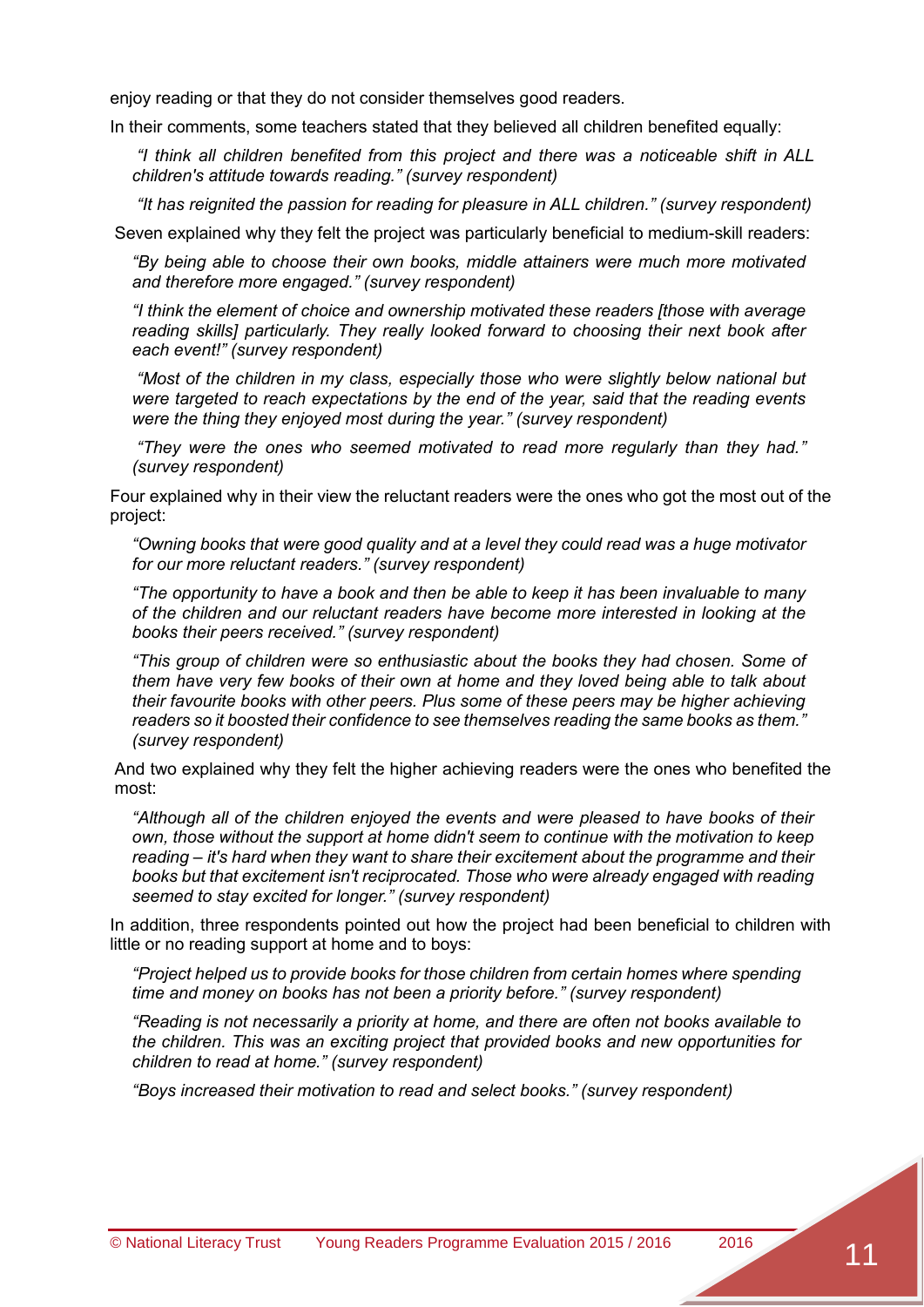enjoy reading or that they do not consider themselves good readers.

In their comments, some teachers stated that they believed all children benefited equally:

> *"I think all children benefited from this project and there was a noticeable shift in ALL children's attitude towards reading." (survey respondent)*

> *"It has reignited the passion for reading for pleasure in ALL children." (survey respondent)*

Seven explained why they felt the project was particularly beneficial to medium-skill readers:

> *"By being able to choose their own books, middle attainers were much more motivated and therefore more engaged." (survey respondent)*

> *"I think the element of choice and ownership motivated these readers [those with average reading skills] particularly. They really looked forward to choosing their next book after each event!" (survey respondent)*

> *"Most of the children in my class, especially those who were slightly below national but were targeted to reach expectations by the end of the year, said that the reading events were the thing they enjoyed most during the year." (survey respondent)*

> *"They were the ones who seemed motivated to read more regularly than they had." (survey respondent)*

Four explained why in their view the reluctant readers were the ones who got the most out of the project:

> *"Owning books that were good quality and at a level they could read was a huge motivator for our more reluctant readers." (survey respondent)*

> *"The opportunity to have a book and then be able to keep it has been invaluable to many of the children and our reluctant readers have become more interested in looking at the books their peers received." (survey respondent)*

> *"This group of children were so enthusiastic about the books they had chosen. Some of them have very few books of their own at home and they loved being able to talk about their favourite books with other peers. Plus some of these peers may be higher achieving readers so it boosted their confidence to see themselves reading the same books as them." (survey respondent)*

And two explained why they felt the higher achieving readers were the ones who benefited the most:

> *"Although all of the children enjoyed the events and were pleased to have books of their own, those without the support at home didn't seem to continue with the motivation to keep reading – it's hard when they want to share their excitement about the programme and their books but that excitement isn't reciprocated. Those who were already engaged with reading seemed to stay excited for longer." (survey respondent)*

In addition, three respondents pointed out how the project had been beneficial to children with little or no reading support at home and to boys:

> *"Project helped us to provide books for those children from certain homes where spending time and money on books has not been a priority before." (survey respondent)*

> *"Reading is not necessarily a priority at home, and there are often not books available to the children. This was an exciting project that provided books and new opportunities for children to read at home." (survey respondent)*

> *"Boys increased their motivation to read and select books." (survey respondent)*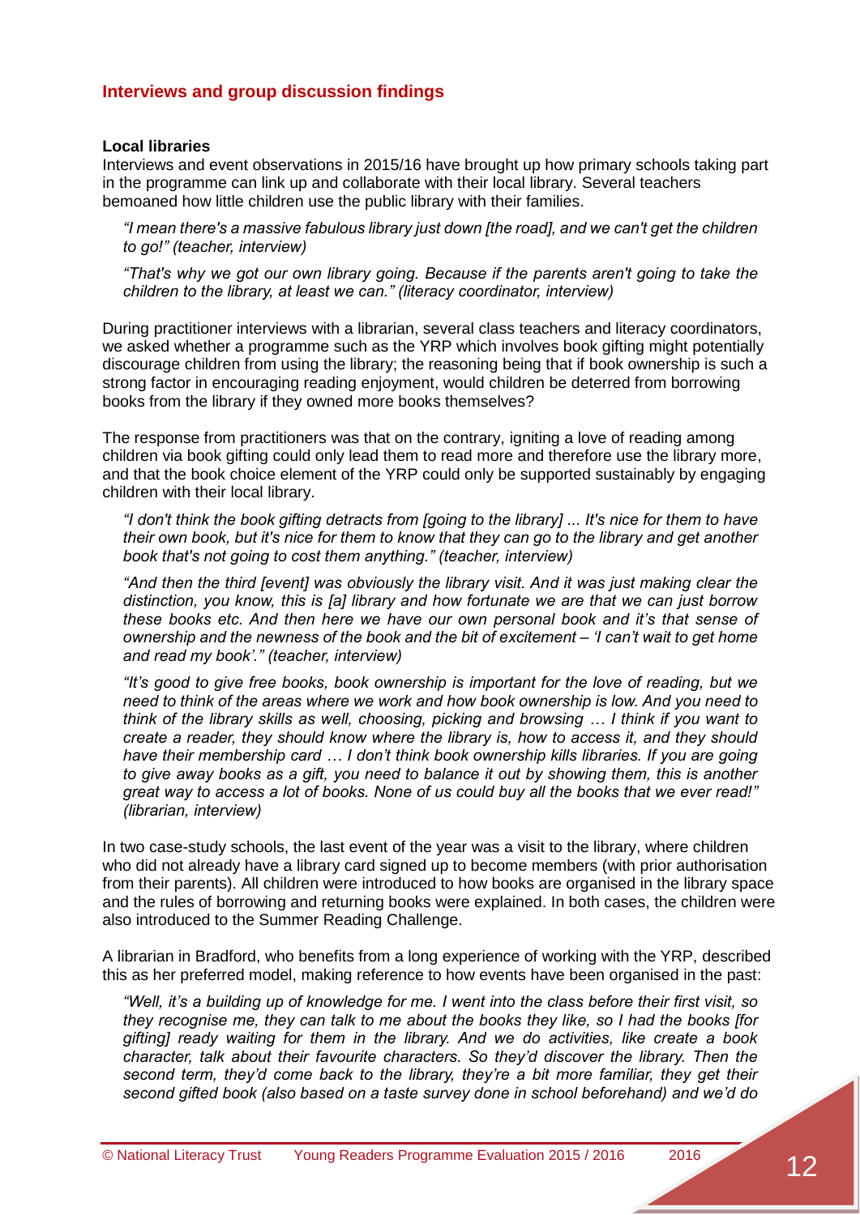## Interviews and group discussion findings

**Local libraries**

Interviews and event observations in 2015/16 have brought up how primary schools taking part in the programme can link up and collaborate with their local library. Several teachers bemoaned how little children use the public library with their families.

> *"I mean there's a massive fabulous library just down [the road], and we can't get the children to go!" (teacher, interview)*
>
> *"That's why we got our own library going. Because if the parents aren't going to take the children to the library, at least we can." (literacy coordinator, interview)*

During practitioner interviews with a librarian, several class teachers and literacy coordinators, we asked whether a programme such as the YRP which involves book gifting might potentially discourage children from using the library; the reasoning being that if book ownership is such a strong factor in encouraging reading enjoyment, would children be deterred from borrowing books from the library if they owned more books themselves?

The response from practitioners was that on the contrary, igniting a love of reading among children via book gifting could only lead them to read more and therefore use the library more, and that the book choice element of the YRP could only be supported sustainably by engaging children with their local library.

> *"I don't think the book gifting detracts from [going to the library] ... It's nice for them to have their own book, but it's nice for them to know that they can go to the library and get another book that's not going to cost them anything." (teacher, interview)*
>
> *"And then the third [event] was obviously the library visit. And it was just making clear the distinction, you know, this is [a] library and how fortunate we are that we can just borrow these books etc. And then here we have our own personal book and it's that sense of ownership and the newness of the book and the bit of excitement – 'I can't wait to get home and read my book'." (teacher, interview)*
>
> *"It's good to give free books, book ownership is important for the love of reading, but we need to think of the areas where we work and how book ownership is low. And you need to think of the library skills as well, choosing, picking and browsing … I think if you want to create a reader, they should know where the library is, how to access it, and they should have their membership card … I don't think book ownership kills libraries. If you are going to give away books as a gift, you need to balance it out by showing them, this is another great way to access a lot of books. None of us could buy all the books that we ever read!" (librarian, interview)*

In two case-study schools, the last event of the year was a visit to the library, where children who did not already have a library card signed up to become members (with prior authorisation from their parents). All children were introduced to how books are organised in the library space and the rules of borrowing and returning books were explained. In both cases, the children were also introduced to the Summer Reading Challenge.

A librarian in Bradford, who benefits from a long experience of working with the YRP, described this as her preferred model, making reference to how events have been organised in the past:

> *"Well, it's a building up of knowledge for me. I went into the class before their first visit, so they recognise me, they can talk to me about the books they like, so I had the books [for gifting] ready waiting for them in the library. And we do activities, like create a book character, talk about their favourite characters. So they'd discover the library. Then the second term, they'd come back to the library, they're a bit more familiar, they get their second gifted book (also based on a taste survey done in school beforehand) and we'd do*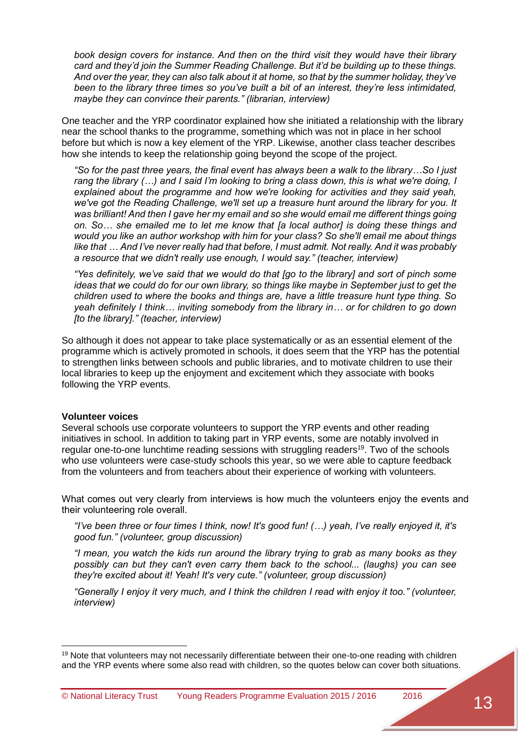*book design covers for instance. And then on the third visit they would have their library card and they'd join the Summer Reading Challenge. But it'd be building up to these things. And over the year, they can also talk about it at home, so that by the summer holiday, they've been to the library three times so you've built a bit of an interest, they're less intimidated, maybe they can convince their parents." (librarian, interview)*

One teacher and the YRP coordinator explained how she initiated a relationship with the library near the school thanks to the programme, something which was not in place in her school before but which is now a key element of the YRP. Likewise, another class teacher describes how she intends to keep the relationship going beyond the scope of the project.

*"So for the past three years, the final event has always been a walk to the library…So I just rang the library (…) and I said I'm looking to bring a class down, this is what we're doing, I explained about the programme and how we're looking for activities and they said yeah, we've got the Reading Challenge, we'll set up a treasure hunt around the library for you. It was brilliant! And then I gave her my email and so she would email me different things going on. So… she emailed me to let me know that [a local author] is doing these things and would you like an author workshop with him for your class? So she'll email me about things like that … And I've never really had that before, I must admit. Not really. And it was probably a resource that we didn't really use enough, I would say." (teacher, interview)*

*"Yes definitely, we've said that we would do that [go to the library] and sort of pinch some ideas that we could do for our own library, so things like maybe in September just to get the children used to where the books and things are, have a little treasure hunt type thing. So yeah definitely I think… inviting somebody from the library in… or for children to go down [to the library]." (teacher, interview)*

So although it does not appear to take place systematically or as an essential element of the programme which is actively promoted in schools, it does seem that the YRP has the potential to strengthen links between schools and public libraries, and to motivate children to use their local libraries to keep up the enjoyment and excitement which they associate with books following the YRP events.

**Volunteer voices**

Several schools use corporate volunteers to support the YRP events and other reading initiatives in school. In addition to taking part in YRP events, some are notably involved in regular one-to-one lunchtime reading sessions with struggling readers[19]. Two of the schools who use volunteers were case-study schools this year, so we were able to capture feedback from the volunteers and from teachers about their experience of working with volunteers.

What comes out very clearly from interviews is how much the volunteers enjoy the events and their volunteering role overall.

*"I've been three or four times I think, now! It's good fun! (…) yeah, I've really enjoyed it, it's good fun." (volunteer, group discussion)*

*"I mean, you watch the kids run around the library trying to grab as many books as they possibly can but they can't even carry them back to the school... (laughs) you can see they're excited about it! Yeah! It's very cute." (volunteer, group discussion)*

*"Generally I enjoy it very much, and I think the children I read with enjoy it too." (volunteer, interview)*

[19] Note that volunteers may not necessarily differentiate between their one-to-one reading with children and the YRP events where some also read with children, so the quotes below can cover both situations.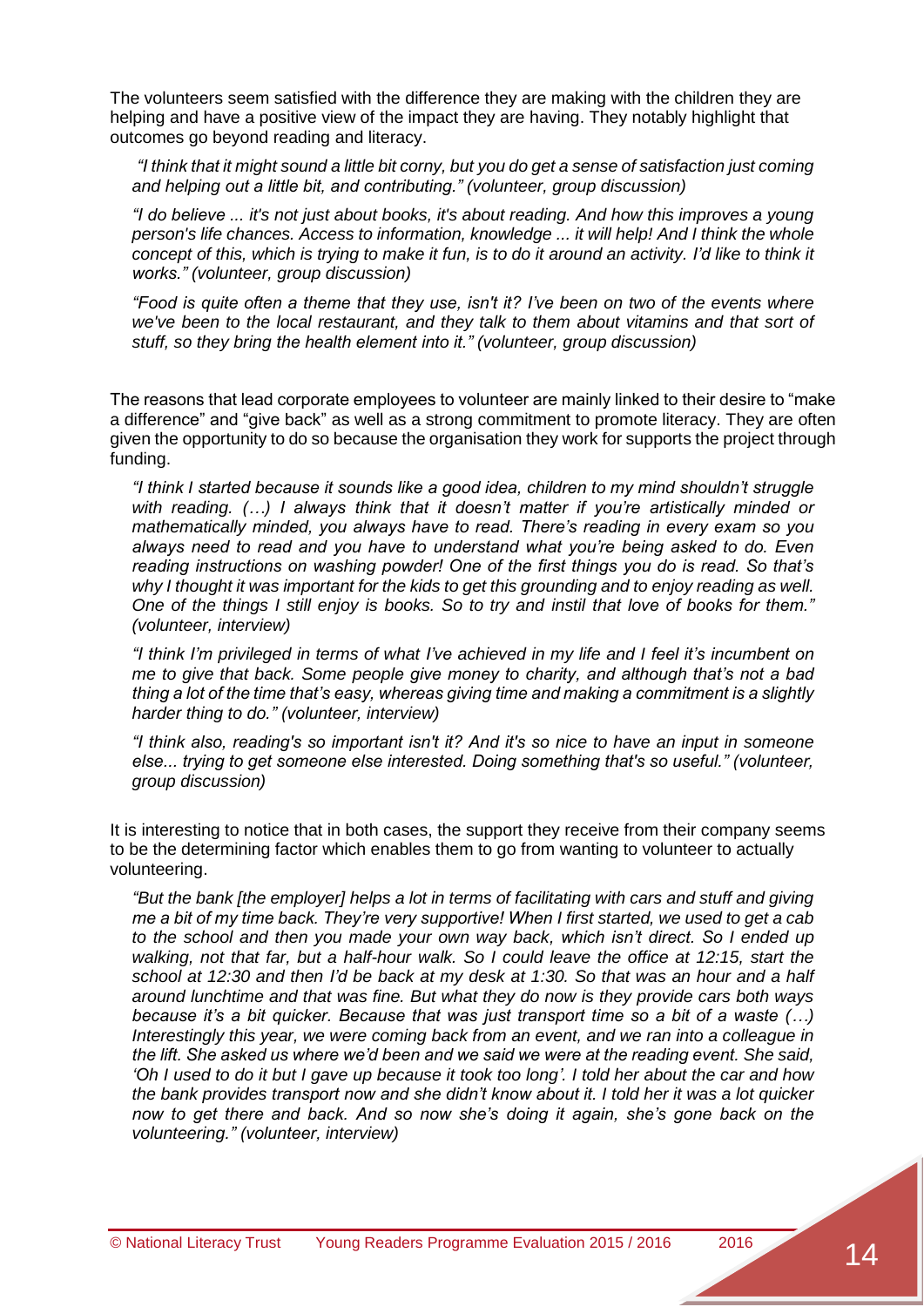The volunteers seem satisfied with the difference they are making with the children they are helping and have a positive view of the impact they are having. They notably highlight that outcomes go beyond reading and literacy.

> *"I think that it might sound a little bit corny, but you do get a sense of satisfaction just coming and helping out a little bit, and contributing." (volunteer, group discussion)*

> *"I do believe ... it's not just about books, it's about reading. And how this improves a young person's life chances. Access to information, knowledge ... it will help! And I think the whole concept of this, which is trying to make it fun, is to do it around an activity. I'd like to think it works." (volunteer, group discussion)*

> *"Food is quite often a theme that they use, isn't it? I've been on two of the events where we've been to the local restaurant, and they talk to them about vitamins and that sort of stuff, so they bring the health element into it." (volunteer, group discussion)*

The reasons that lead corporate employees to volunteer are mainly linked to their desire to "make a difference" and "give back" as well as a strong commitment to promote literacy. They are often given the opportunity to do so because the organisation they work for supports the project through funding.

> *"I think I started because it sounds like a good idea, children to my mind shouldn't struggle with reading. (…) I always think that it doesn't matter if you're artistically minded or mathematically minded, you always have to read. There's reading in every exam so you always need to read and you have to understand what you're being asked to do. Even reading instructions on washing powder! One of the first things you do is read. So that's why I thought it was important for the kids to get this grounding and to enjoy reading as well. One of the things I still enjoy is books. So to try and instil that love of books for them." (volunteer, interview)*

> *"I think I'm privileged in terms of what I've achieved in my life and I feel it's incumbent on me to give that back. Some people give money to charity, and although that's not a bad thing a lot of the time that's easy, whereas giving time and making a commitment is a slightly harder thing to do." (volunteer, interview)*

> *"I think also, reading's so important isn't it? And it's so nice to have an input in someone else... trying to get someone else interested. Doing something that's so useful." (volunteer, group discussion)*

It is interesting to notice that in both cases, the support they receive from their company seems to be the determining factor which enables them to go from wanting to volunteer to actually volunteering.

> *"But the bank [the employer] helps a lot in terms of facilitating with cars and stuff and giving me a bit of my time back. They're very supportive! When I first started, we used to get a cab to the school and then you made your own way back, which isn't direct. So I ended up walking, not that far, but a half-hour walk. So I could leave the office at 12:15, start the school at 12:30 and then I'd be back at my desk at 1:30. So that was an hour and a half around lunchtime and that was fine. But what they do now is they provide cars both ways because it's a bit quicker. Because that was just transport time so a bit of a waste (…) Interestingly this year, we were coming back from an event, and we ran into a colleague in the lift. She asked us where we'd been and we said we were at the reading event. She said, 'Oh I used to do it but I gave up because it took too long'. I told her about the car and how the bank provides transport now and she didn't know about it. I told her it was a lot quicker now to get there and back. And so now she's doing it again, she's gone back on the volunteering." (volunteer, interview)*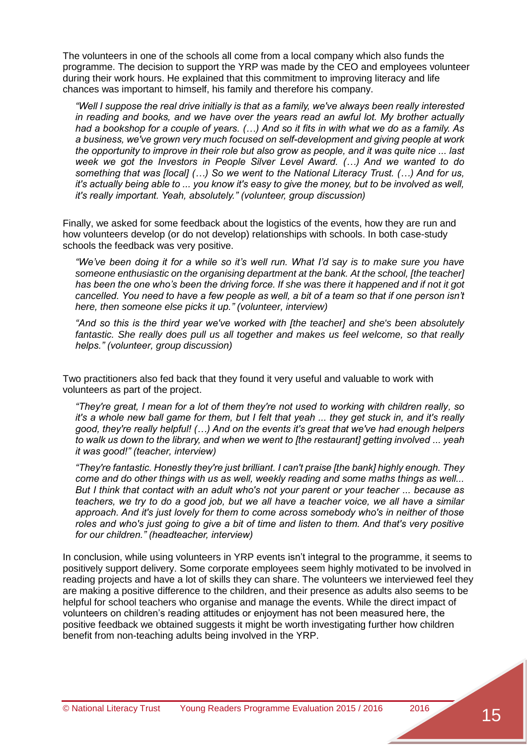The volunteers in one of the schools all come from a local company which also funds the programme. The decision to support the YRP was made by the CEO and employees volunteer during their work hours. He explained that this commitment to improving literacy and life chances was important to himself, his family and therefore his company.

> *"Well I suppose the real drive initially is that as a family, we've always been really interested in reading and books, and we have over the years read an awful lot. My brother actually had a bookshop for a couple of years. (…) And so it fits in with what we do as a family. As a business, we've grown very much focused on self-development and giving people at work the opportunity to improve in their role but also grow as people, and it was quite nice ... last week we got the Investors in People Silver Level Award. (…) And we wanted to do something that was [local] (…) So we went to the National Literacy Trust. (…) And for us, it's actually being able to ... you know it's easy to give the money, but to be involved as well, it's really important. Yeah, absolutely." (volunteer, group discussion)*

Finally, we asked for some feedback about the logistics of the events, how they are run and how volunteers develop (or do not develop) relationships with schools. In both case-study schools the feedback was very positive.

> *"We've been doing it for a while so it's well run. What I'd say is to make sure you have someone enthusiastic on the organising department at the bank. At the school, [the teacher] has been the one who's been the driving force. If she was there it happened and if not it got cancelled. You need to have a few people as well, a bit of a team so that if one person isn't here, then someone else picks it up." (volunteer, interview)*

> *"And so this is the third year we've worked with [the teacher] and she's been absolutely fantastic. She really does pull us all together and makes us feel welcome, so that really helps." (volunteer, group discussion)*

Two practitioners also fed back that they found it very useful and valuable to work with volunteers as part of the project.

> *"They're great, I mean for a lot of them they're not used to working with children really, so it's a whole new ball game for them, but I felt that yeah ... they get stuck in, and it's really good, they're really helpful! (…) And on the events it's great that we've had enough helpers to walk us down to the library, and when we went to [the restaurant] getting involved ... yeah it was good!" (teacher, interview)*

> *"They're fantastic. Honestly they're just brilliant. I can't praise [the bank] highly enough. They come and do other things with us as well, weekly reading and some maths things as well... But I think that contact with an adult who's not your parent or your teacher ... because as teachers, we try to do a good job, but we all have a teacher voice, we all have a similar approach. And it's just lovely for them to come across somebody who's in neither of those roles and who's just going to give a bit of time and listen to them. And that's very positive for our children." (headteacher, interview)*

In conclusion, while using volunteers in YRP events isn't integral to the programme, it seems to positively support delivery. Some corporate employees seem highly motivated to be involved in reading projects and have a lot of skills they can share. The volunteers we interviewed feel they are making a positive difference to the children, and their presence as adults also seems to be helpful for school teachers who organise and manage the events. While the direct impact of volunteers on children's reading attitudes or enjoyment has not been measured here, the positive feedback we obtained suggests it might be worth investigating further how children benefit from non-teaching adults being involved in the YRP.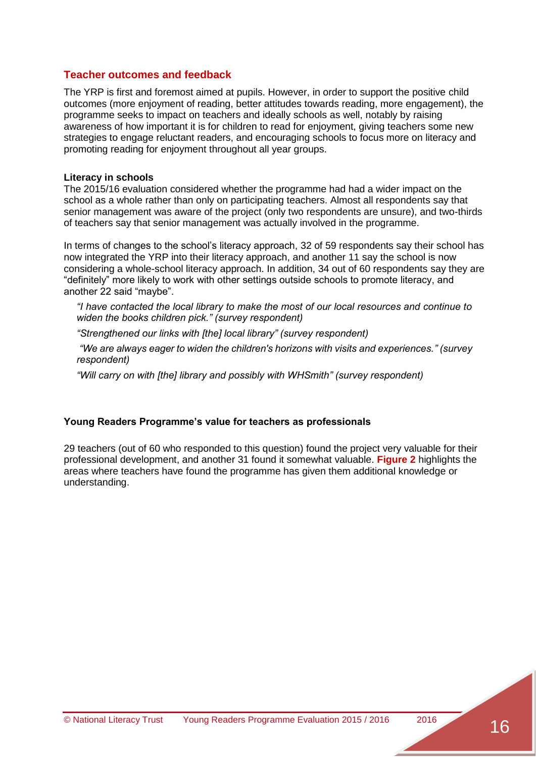## Teacher outcomes and feedback

The YRP is first and foremost aimed at pupils. However, in order to support the positive child outcomes (more enjoyment of reading, better attitudes towards reading, more engagement), the programme seeks to impact on teachers and ideally schools as well, notably by raising awareness of how important it is for children to read for enjoyment, giving teachers some new strategies to engage reluctant readers, and encouraging schools to focus more on literacy and promoting reading for enjoyment throughout all year groups.

### Literacy in schools

The 2015/16 evaluation considered whether the programme had had a wider impact on the school as a whole rather than only on participating teachers. Almost all respondents say that senior management was aware of the project (only two respondents are unsure), and two-thirds of teachers say that senior management was actually involved in the programme.

In terms of changes to the school's literacy approach, 32 of 59 respondents say their school has now integrated the YRP into their literacy approach, and another 11 say the school is now considering a whole-school literacy approach. In addition, 34 out of 60 respondents say they are "definitely" more likely to work with other settings outside schools to promote literacy, and another 22 said "maybe".

> *"I have contacted the local library to make the most of our local resources and continue to widen the books children pick." (survey respondent)*
>
> *"Strengthened our links with [the] local library" (survey respondent)*
>
> *"We are always eager to widen the children's horizons with visits and experiences." (survey respondent)*
>
> *"Will carry on with [the] library and possibly with WHSmith" (survey respondent)*

### Young Readers Programme's value for teachers as professionals

29 teachers (out of 60 who responded to this question) found the project very valuable for their professional development, and another 31 found it somewhat valuable. **Figure 2** highlights the areas where teachers have found the programme has given them additional knowledge or understanding.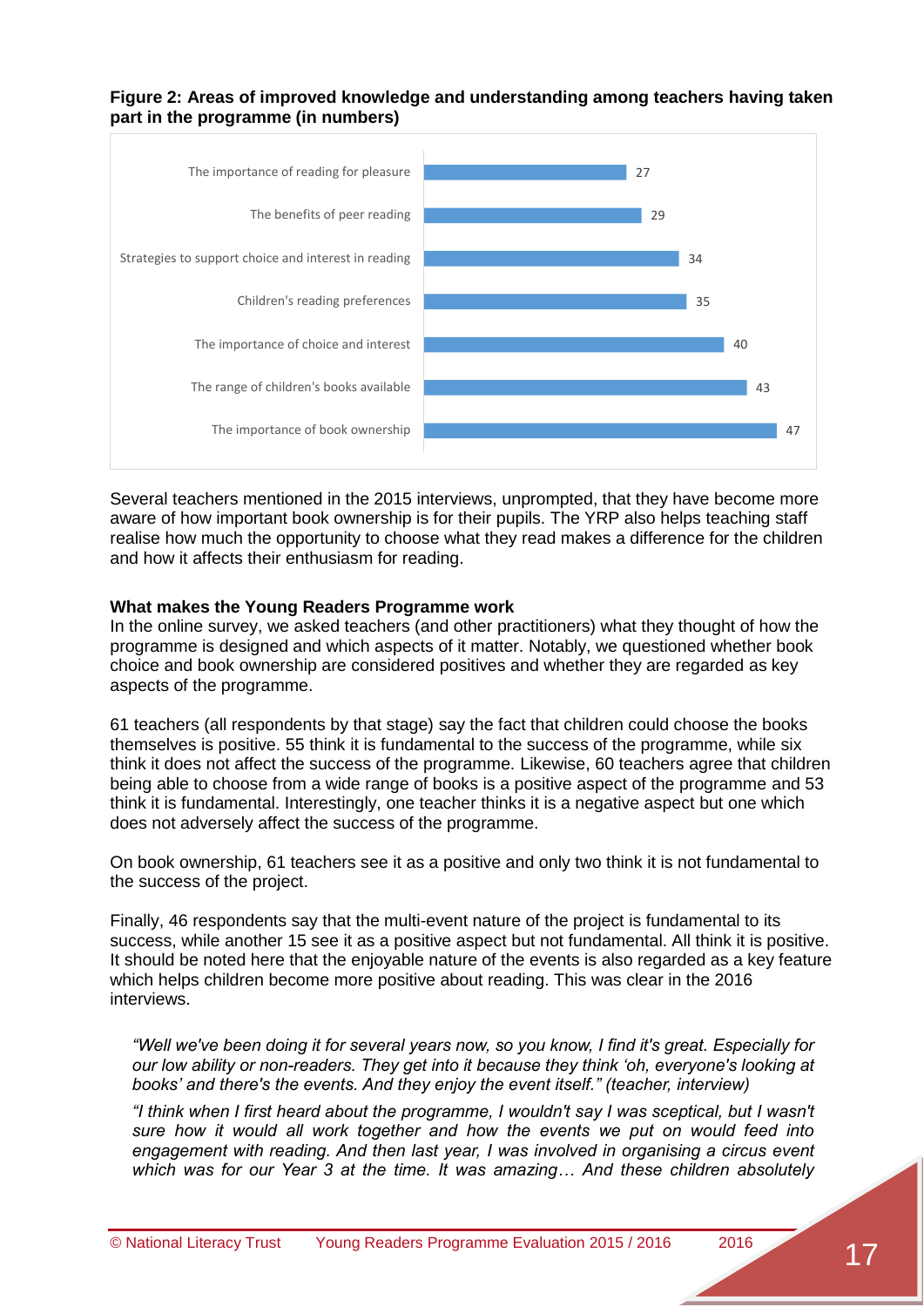**Figure 2: Areas of improved knowledge and understanding among teachers having taken part in the programme (in numbers)**

| Area | Number |
|---|---|
| The importance of reading for pleasure | 27 |
| The benefits of peer reading | 29 |
| Strategies to support choice and interest in reading | 34 |
| Children's reading preferences | 35 |
| The importance of choice and interest | 40 |
| The range of children's books available | 43 |
| The importance of book ownership | 47 |

Several teachers mentioned in the 2015 interviews, unprompted, that they have become more aware of how important book ownership is for their pupils. The YRP also helps teaching staff realise how much the opportunity to choose what they read makes a difference for the children and how it affects their enthusiasm for reading.

**What makes the Young Readers Programme work**

In the online survey, we asked teachers (and other practitioners) what they thought of how the programme is designed and which aspects of it matter. Notably, we questioned whether book choice and book ownership are considered positives and whether they are regarded as key aspects of the programme.

61 teachers (all respondents by that stage) say the fact that children could choose the books themselves is positive. 55 think it is fundamental to the success of the programme, while six think it does not affect the success of the programme. Likewise, 60 teachers agree that children being able to choose from a wide range of books is a positive aspect of the programme and 53 think it is fundamental. Interestingly, one teacher thinks it is a negative aspect but one which does not adversely affect the success of the programme.

On book ownership, 61 teachers see it as a positive and only two think it is not fundamental to the success of the project.

Finally, 46 respondents say that the multi-event nature of the project is fundamental to its success, while another 15 see it as a positive aspect but not fundamental. All think it is positive. It should be noted here that the enjoyable nature of the events is also regarded as a key feature which helps children become more positive about reading. This was clear in the 2016 interviews.

> *"Well we've been doing it for several years now, so you know, I find it's great. Especially for our low ability or non-readers. They get into it because they think 'oh, everyone's looking at books' and there's the events. And they enjoy the event itself." (teacher, interview)*

> *"I think when I first heard about the programme, I wouldn't say I was sceptical, but I wasn't sure how it would all work together and how the events we put on would feed into engagement with reading. And then last year, I was involved in organising a circus event which was for our Year 3 at the time. It was amazing… And these children absolutely*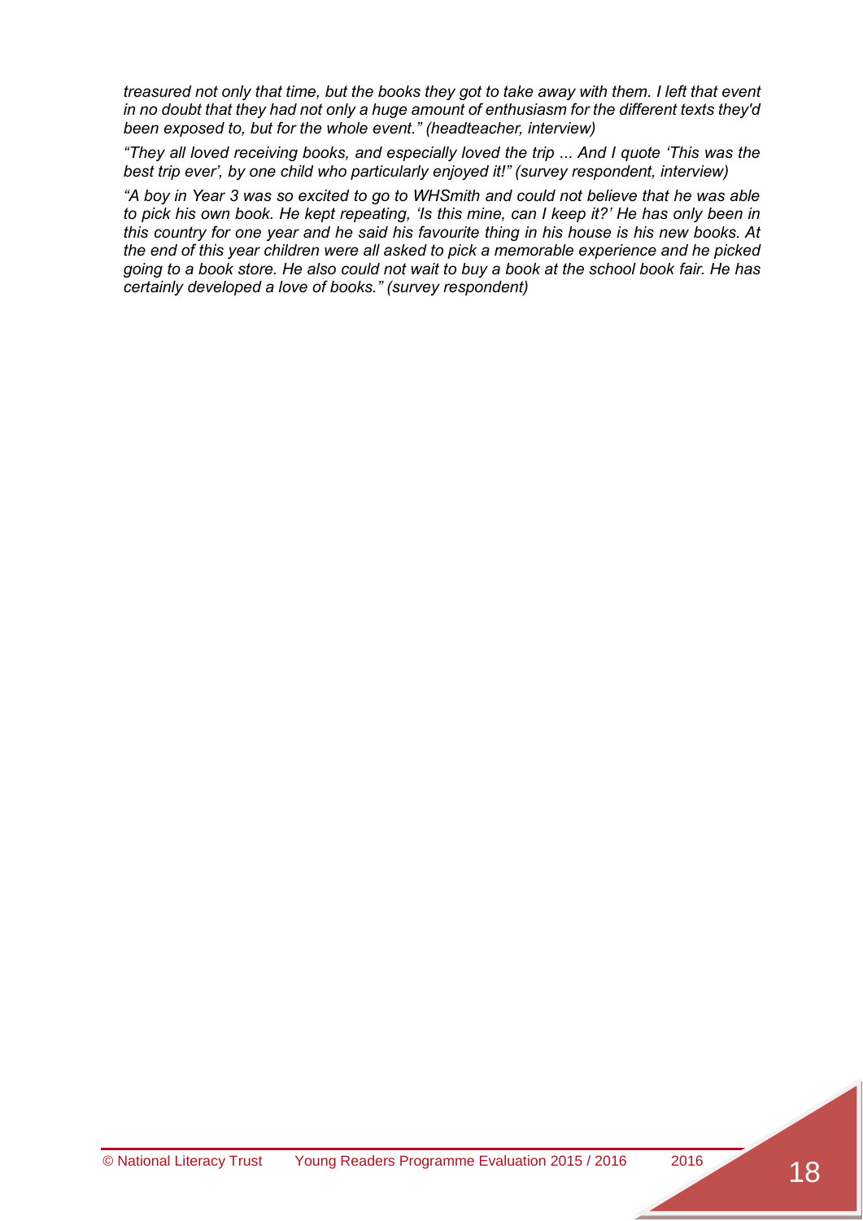*treasured not only that time, but the books they got to take away with them. I left that event in no doubt that they had not only a huge amount of enthusiasm for the different texts they'd been exposed to, but for the whole event." (headteacher, interview)*

*"They all loved receiving books, and especially loved the trip ... And I quote 'This was the best trip ever', by one child who particularly enjoyed it!" (survey respondent, interview)*

*"A boy in Year 3 was so excited to go to WHSmith and could not believe that he was able to pick his own book. He kept repeating, 'Is this mine, can I keep it?' He has only been in this country for one year and he said his favourite thing in his house is his new books. At the end of this year children were all asked to pick a memorable experience and he picked going to a book store. He also could not wait to buy a book at the school book fair. He has certainly developed a love of books." (survey respondent)*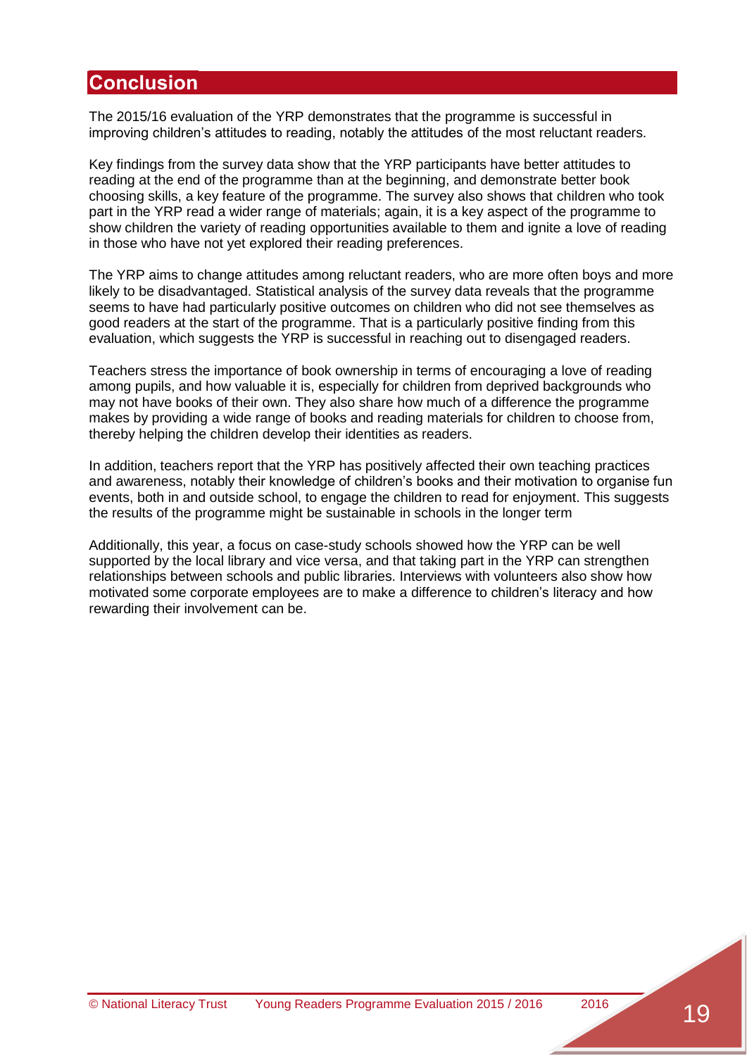# Conclusion

The 2015/16 evaluation of the YRP demonstrates that the programme is successful in improving children's attitudes to reading, notably the attitudes of the most reluctant readers.

Key findings from the survey data show that the YRP participants have better attitudes to reading at the end of the programme than at the beginning, and demonstrate better book choosing skills, a key feature of the programme. The survey also shows that children who took part in the YRP read a wider range of materials; again, it is a key aspect of the programme to show children the variety of reading opportunities available to them and ignite a love of reading in those who have not yet explored their reading preferences.

The YRP aims to change attitudes among reluctant readers, who are more often boys and more likely to be disadvantaged. Statistical analysis of the survey data reveals that the programme seems to have had particularly positive outcomes on children who did not see themselves as good readers at the start of the programme. That is a particularly positive finding from this evaluation, which suggests the YRP is successful in reaching out to disengaged readers.

Teachers stress the importance of book ownership in terms of encouraging a love of reading among pupils, and how valuable it is, especially for children from deprived backgrounds who may not have books of their own. They also share how much of a difference the programme makes by providing a wide range of books and reading materials for children to choose from, thereby helping the children develop their identities as readers.

In addition, teachers report that the YRP has positively affected their own teaching practices and awareness, notably their knowledge of children's books and their motivation to organise fun events, both in and outside school, to engage the children to read for enjoyment. This suggests the results of the programme might be sustainable in schools in the longer term

Additionally, this year, a focus on case-study schools showed how the YRP can be well supported by the local library and vice versa, and that taking part in the YRP can strengthen relationships between schools and public libraries. Interviews with volunteers also show how motivated some corporate employees are to make a difference to children's literacy and how rewarding their involvement can be.